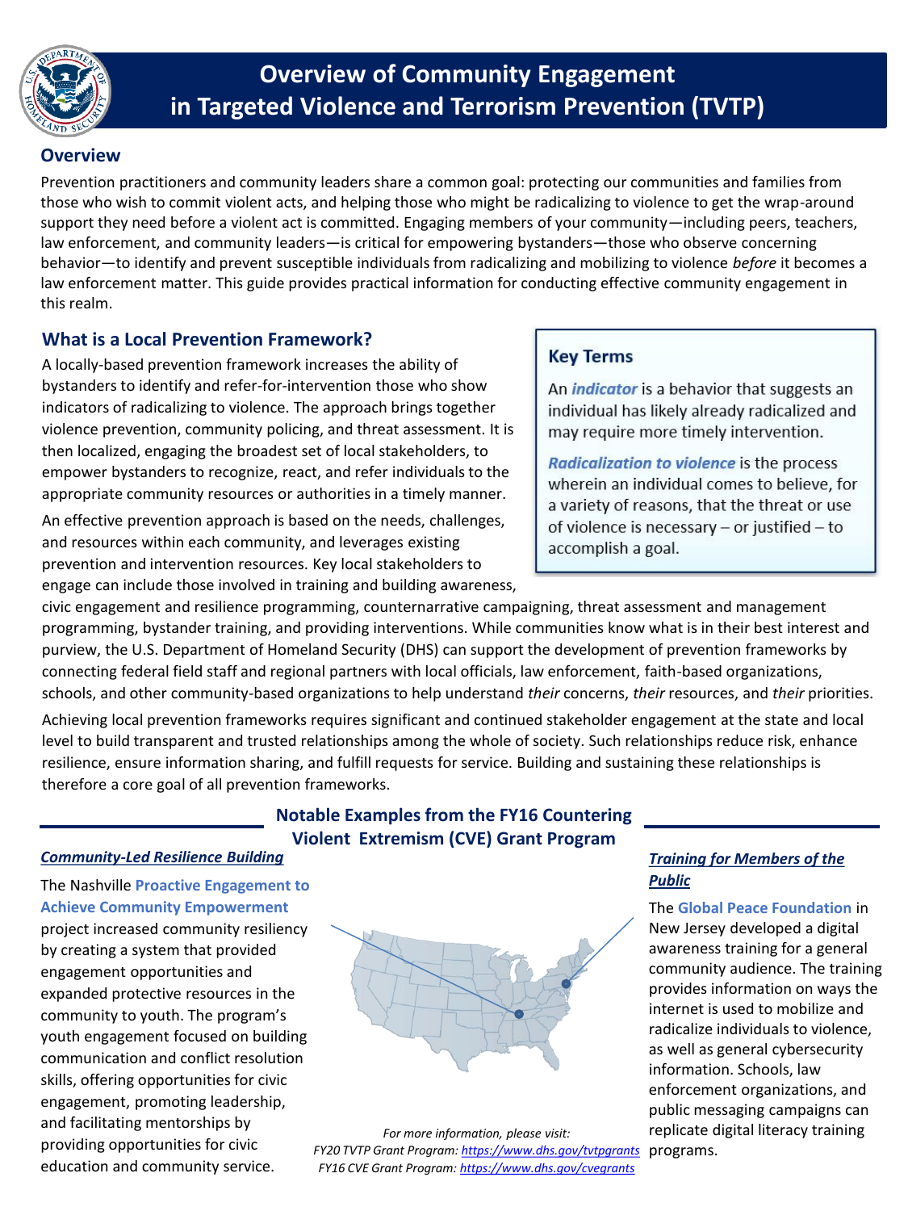# Overview of Community Engagement in Targeted Violence and Terrorism Prevention (TVTP)

## Overview

Prevention practitioners and community leaders share a common goal: protecting our communities and families from those who wish to commit violent acts, and helping those who might be radicalizing to violence to get the wrap-around support they need before a violent act is committed. Engaging members of your community—including peers, teachers, law enforcement, and community leaders—is critical for empowering bystanders—those who observe concerning behavior—to identify and prevent susceptible individuals from radicalizing and mobilizing to violence *before* it becomes a law enforcement matter. This guide provides practical information for conducting effective community engagement in this realm.

## What is a Local Prevention Framework?

A locally-based prevention framework increases the ability of bystanders to identify and refer-for-intervention those who show indicators of radicalizing to violence. The approach brings together violence prevention, community policing, and threat assessment. It is then localized, engaging the broadest set of local stakeholders, to empower bystanders to recognize, react, and refer individuals to the appropriate community resources or authorities in a timely manner.

An effective prevention approach is based on the needs, challenges, and resources within each community, and leverages existing prevention and intervention resources. Key local stakeholders to engage can include those involved in training and building awareness, civic engagement and resilience programming, counternarrative campaigning, threat assessment and management programming, bystander training, and providing interventions. While communities know what is in their best interest and purview, the U.S. Department of Homeland Security (DHS) can support the development of prevention frameworks by connecting federal field staff and regional partners with local officials, law enforcement, faith-based organizations, schools, and other community-based organizations to help understand *their* concerns, *their* resources, and *their* priorities.

Achieving local prevention frameworks requires significant and continued stakeholder engagement at the state and local level to build transparent and trusted relationships among the whole of society. Such relationships reduce risk, enhance resilience, ensure information sharing, and fulfill requests for service. Building and sustaining these relationships is therefore a core goal of all prevention frameworks.

### Key Terms

An ***indicator*** is a behavior that suggests an individual has likely already radicalized and may require more timely intervention.

***Radicalization to violence*** is the process wherein an individual comes to believe, for a variety of reasons, that the threat or use of violence is necessary – or justified – to accomplish a goal.

## Notable Examples from the FY16 Countering Violent Extremism (CVE) Grant Program

### *Community-Led Resilience Building*

The Nashville **Proactive Engagement to Achieve Community Empowerment** project increased community resiliency by creating a system that provided engagement opportunities and expanded protective resources in the community to youth. The program's youth engagement focused on building communication and conflict resolution skills, offering opportunities for civic engagement, promoting leadership, and facilitating mentorships by providing opportunities for civic education and community service.

### *Training for Members of the Public*

The **Global Peace Foundation** in New Jersey developed a digital awareness training for a general community audience. The training provides information on ways the internet is used to mobilize and radicalize individuals to violence, as well as general cybersecurity information. Schools, law enforcement organizations, and public messaging campaigns can replicate digital literacy training programs.

*For more information, please visit:*
*FY20 TVTP Grant Program: https://www.dhs.gov/tvtpgrants*
*FY16 CVE Grant Program: https://www.dhs.gov/cvegrants*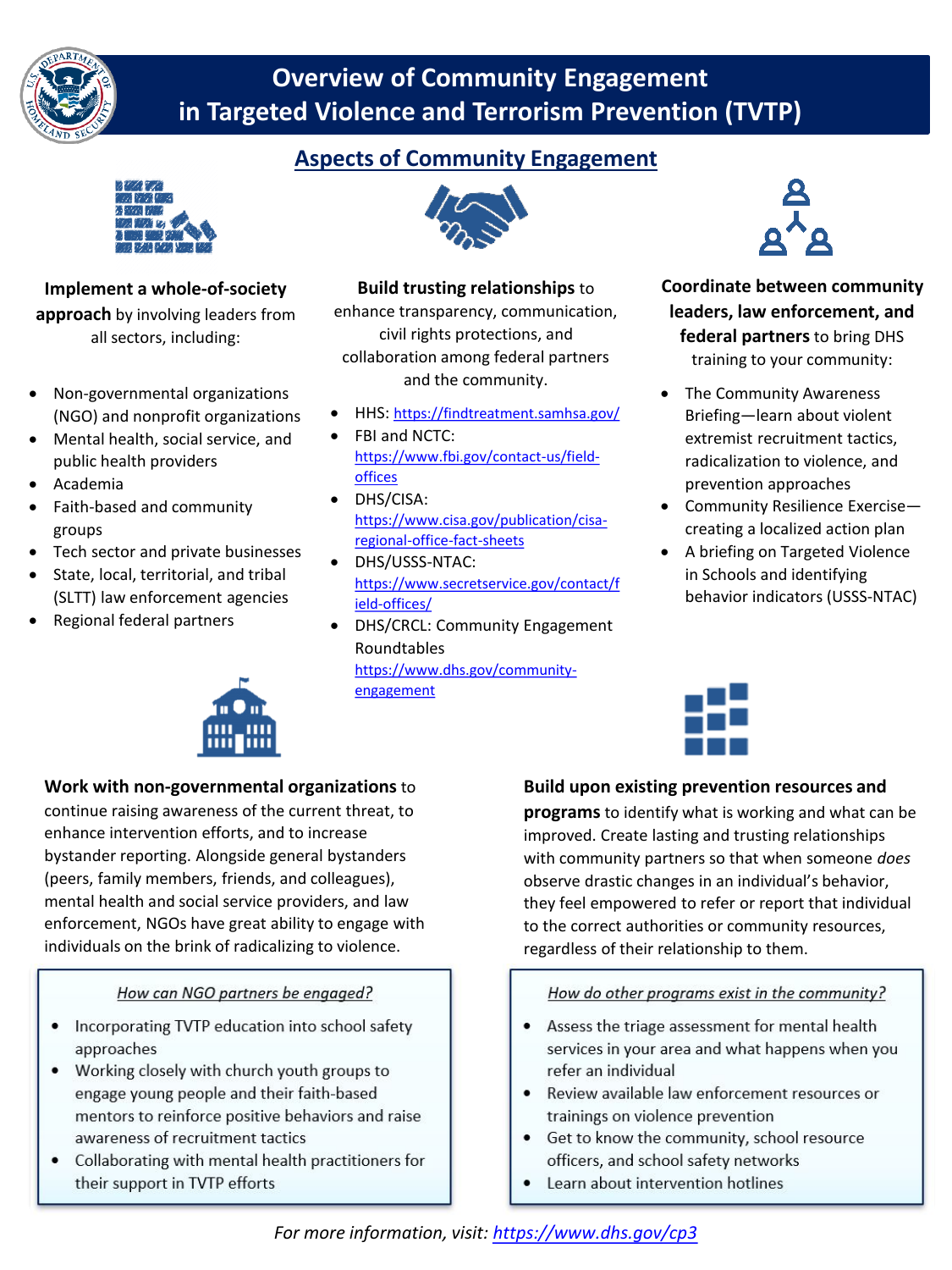# Overview of Community Engagement in Targeted Violence and Terrorism Prevention (TVTP)

## Aspects of Community Engagement

**Implement a whole-of-society approach** by involving leaders from all sectors, including:

- Non-governmental organizations (NGO) and nonprofit organizations
- Mental health, social service, and public health providers
- Academia
- Faith-based and community groups
- Tech sector and private businesses
- State, local, territorial, and tribal (SLTT) law enforcement agencies
- Regional federal partners

**Build trusting relationships** to enhance transparency, communication, civil rights protections, and collaboration among federal partners and the community.

- HHS: https://findtreatment.samhsa.gov/
- FBI and NCTC: https://www.fbi.gov/contact-us/field-offices
- DHS/CISA: https://www.cisa.gov/publication/cisa-regional-office-fact-sheets
- DHS/USSS-NTAC: https://www.secretservice.gov/contact/field-offices/
- DHS/CRCL: Community Engagement Roundtables https://www.dhs.gov/community-engagement

**Coordinate between community leaders, law enforcement, and federal partners** to bring DHS training to your community:

- The Community Awareness Briefing—learn about violent extremist recruitment tactics, radicalization to violence, and prevention approaches
- Community Resilience Exercise—creating a localized action plan
- A briefing on Targeted Violence in Schools and identifying behavior indicators (USSS-NTAC)

**Work with non-governmental organizations** to continue raising awareness of the current threat, to enhance intervention efforts, and to increase bystander reporting. Alongside general bystanders (peers, family members, friends, and colleagues), mental health and social service providers, and law enforcement, NGOs have great ability to engage with individuals on the brink of radicalizing to violence.

*How can NGO partners be engaged?*

- Incorporating TVTP education into school safety approaches
- Working closely with church youth groups to engage young people and their faith-based mentors to reinforce positive behaviors and raise awareness of recruitment tactics
- Collaborating with mental health practitioners for their support in TVTP efforts

**Build upon existing prevention resources and programs** to identify what is working and what can be improved. Create lasting and trusting relationships with community partners so that when someone *does* observe drastic changes in an individual's behavior, they feel empowered to refer or report that individual to the correct authorities or community resources, regardless of their relationship to them.

*How do other programs exist in the community?*

- Assess the triage assessment for mental health services in your area and what happens when you refer an individual
- Review available law enforcement resources or trainings on violence prevention
- Get to know the community, school resource officers, and school safety networks
- Learn about intervention hotlines

*For more information, visit:* https://www.dhs.gov/cp3